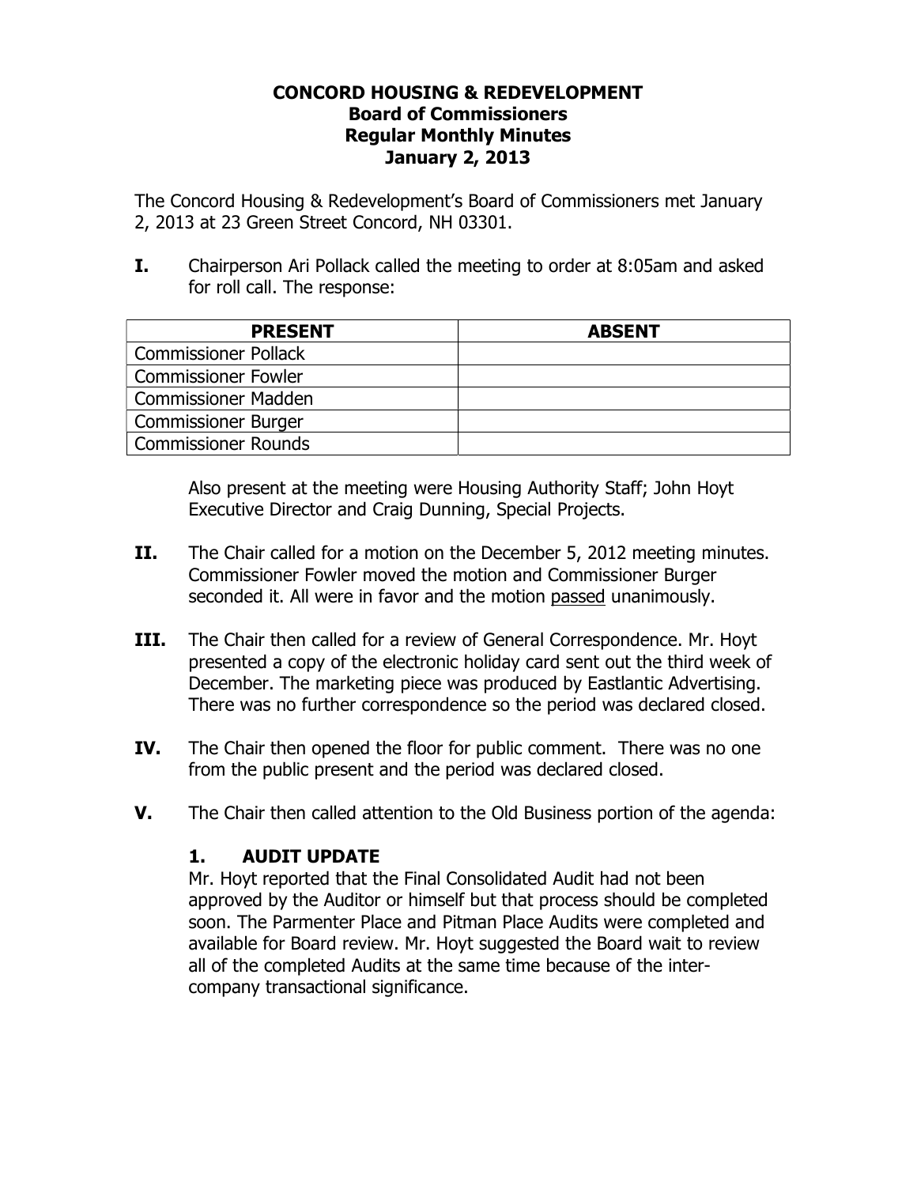# CONCORD HOUSING & REDEVELOPMENT
## Board of Commissioners
## Regular Monthly Minutes
## January 2, 2013

The Concord Housing & Redevelopment's Board of Commissioners met January 2, 2013 at 23 Green Street Concord, NH 03301.

**I.** Chairperson Ari Pollack called the meeting to order at 8:05am and asked for roll call. The response:

| PRESENT | ABSENT |
|---|---|
| Commissioner Pollack | |
| Commissioner Fowler | |
| Commissioner Madden | |
| Commissioner Burger | |
| Commissioner Rounds | |

Also present at the meeting were Housing Authority Staff; John Hoyt Executive Director and Craig Dunning, Special Projects.

**II.** The Chair called for a motion on the December 5, 2012 meeting minutes. Commissioner Fowler moved the motion and Commissioner Burger seconded it. All were in favor and the motion passed unanimously.

**III.** The Chair then called for a review of General Correspondence. Mr. Hoyt presented a copy of the electronic holiday card sent out the third week of December. The marketing piece was produced by Eastlantic Advertising. There was no further correspondence so the period was declared closed.

**IV.** The Chair then opened the floor for public comment. There was no one from the public present and the period was declared closed.

**V.** The Chair then called attention to the Old Business portion of the agenda:

### 1. AUDIT UPDATE

Mr. Hoyt reported that the Final Consolidated Audit had not been approved by the Auditor or himself but that process should be completed soon. The Parmenter Place and Pitman Place Audits were completed and available for Board review. Mr. Hoyt suggested the Board wait to review all of the completed Audits at the same time because of the inter-company transactional significance.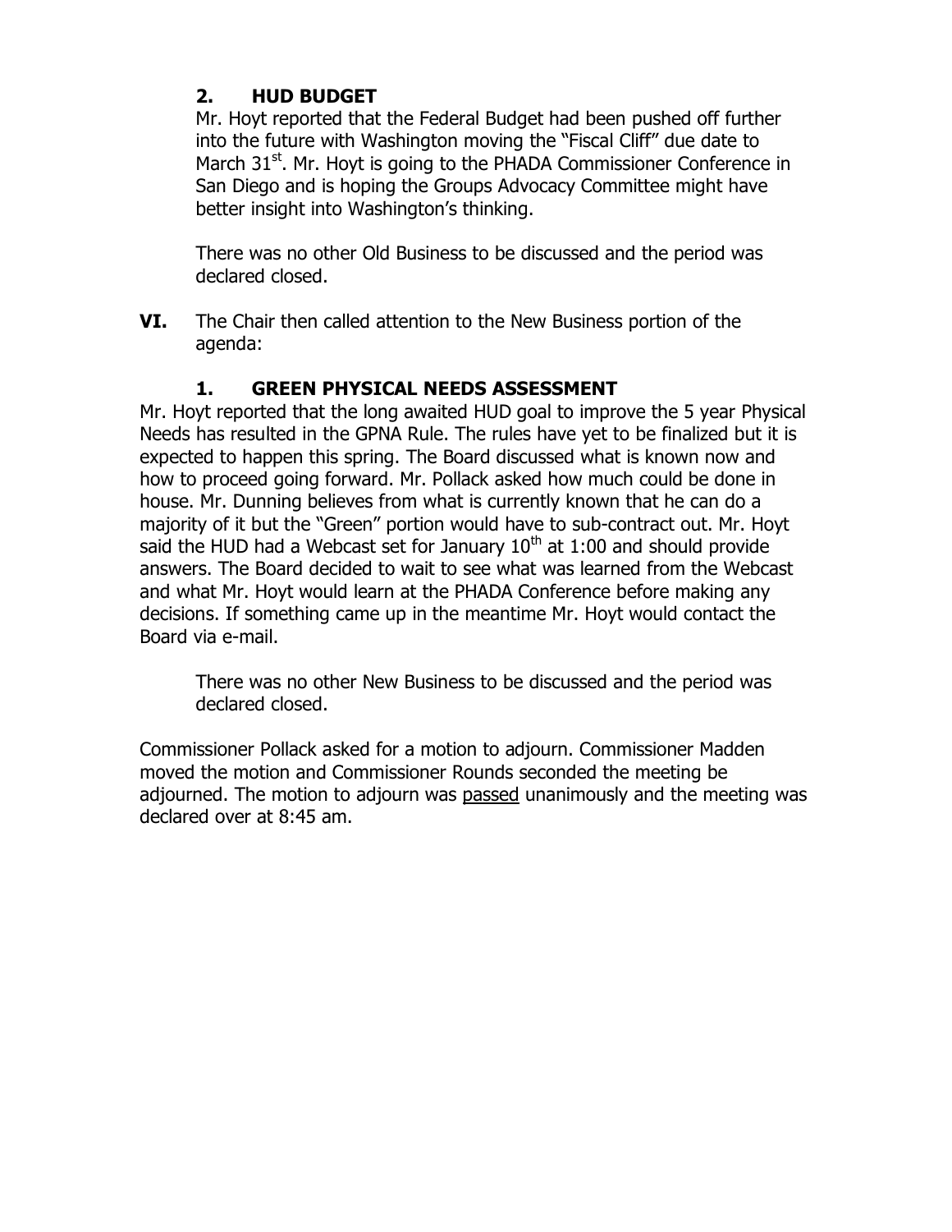### 2. HUD BUDGET

Mr. Hoyt reported that the Federal Budget had been pushed off further into the future with Washington moving the "Fiscal Cliff" due date to March 31st. Mr. Hoyt is going to the PHADA Commissioner Conference in San Diego and is hoping the Groups Advocacy Committee might have better insight into Washington's thinking.

There was no other Old Business to be discussed and the period was declared closed.

**VI.** The Chair then called attention to the New Business portion of the agenda:

### 1. GREEN PHYSICAL NEEDS ASSESSMENT

Mr. Hoyt reported that the long awaited HUD goal to improve the 5 year Physical Needs has resulted in the GPNA Rule. The rules have yet to be finalized but it is expected to happen this spring. The Board discussed what is known now and how to proceed going forward. Mr. Pollack asked how much could be done in house. Mr. Dunning believes from what is currently known that he can do a majority of it but the "Green" portion would have to sub-contract out. Mr. Hoyt said the HUD had a Webcast set for January 10th at 1:00 and should provide answers. The Board decided to wait to see what was learned from the Webcast and what Mr. Hoyt would learn at the PHADA Conference before making any decisions. If something came up in the meantime Mr. Hoyt would contact the Board via e-mail.

There was no other New Business to be discussed and the period was declared closed.

Commissioner Pollack asked for a motion to adjourn. Commissioner Madden moved the motion and Commissioner Rounds seconded the meeting be adjourned. The motion to adjourn was passed unanimously and the meeting was declared over at 8:45 am.